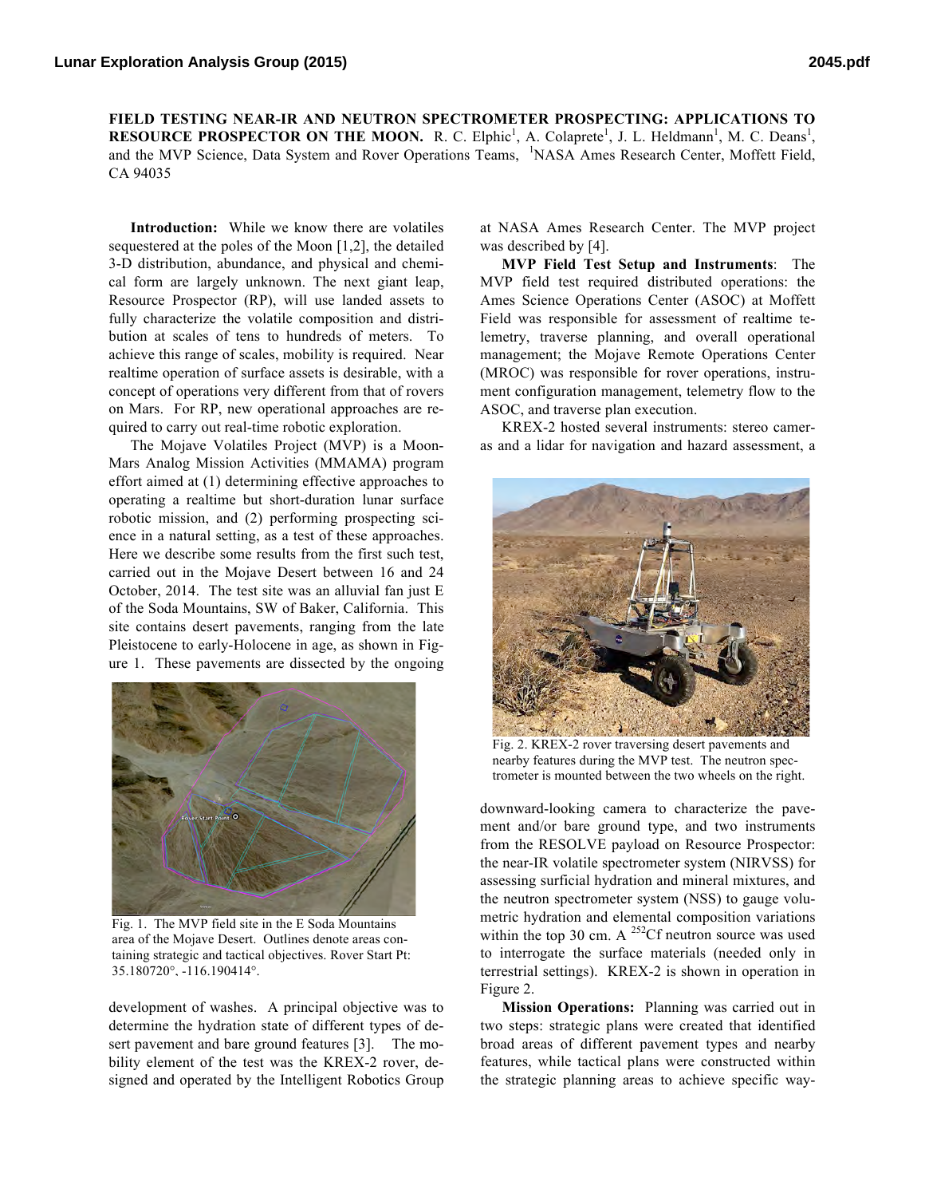**FIELD TESTING NEAR-IR AND NEUTRON SPECTROMETER PROSPECTING: APPLICATIONS TO RESOURCE PROSPECTOR ON THE MOON.** R. C. Elphic[1], A. Colaprete[1], J. L. Heldmann[1], M. C. Deans[1], and the MVP Science, Data System and Rover Operations Teams, [1]NASA Ames Research Center, Moffett Field, CA 94035

**Introduction:** While we know there are volatiles sequestered at the poles of the Moon [1,2], the detailed 3-D distribution, abundance, and physical and chemical form are largely unknown. The next giant leap, Resource Prospector (RP), will use landed assets to fully characterize the volatile composition and distribution at scales of tens to hundreds of meters. To achieve this range of scales, mobility is required. Near realtime operation of surface assets is desirable, with a concept of operations very different from that of rovers on Mars. For RP, new operational approaches are required to carry out real-time robotic exploration.

The Mojave Volatiles Project (MVP) is a Moon-Mars Analog Mission Activities (MMAMA) program effort aimed at (1) determining effective approaches to operating a realtime but short-duration lunar surface robotic mission, and (2) performing prospecting science in a natural setting, as a test of these approaches. Here we describe some results from the first such test, carried out in the Mojave Desert between 16 and 24 October, 2014. The test site was an alluvial fan just E of the Soda Mountains, SW of Baker, California. This site contains desert pavements, ranging from the late Pleistocene to early-Holocene in age, as shown in Figure 1. These pavements are dissected by the ongoing development of washes. A principal objective was to determine the hydration state of different types of desert pavement and bare ground features [3]. The mobility element of the test was the KREX-2 rover, designed and operated by the Intelligent Robotics Group at NASA Ames Research Center. The MVP project was described by [4].

Fig. 1. The MVP field site in the E Soda Mountains area of the Mojave Desert. Outlines denote areas containing strategic and tactical objectives. Rover Start Pt: 35.180720°, -116.190414°.

**MVP Field Test Setup and Instruments**: The MVP field test required distributed operations: the Ames Science Operations Center (ASOC) at Moffett Field was responsible for assessment of realtime telemetry, traverse planning, and overall operational management; the Mojave Remote Operations Center (MROC) was responsible for rover operations, instrument configuration management, telemetry flow to the ASOC, and traverse plan execution.

KREX-2 hosted several instruments: stereo cameras and a lidar for navigation and hazard assessment, a downward-looking camera to characterize the pavement and/or bare ground type, and two instruments from the RESOLVE payload on Resource Prospector: the near-IR volatile spectrometer system (NIRVSS) for assessing surficial hydration and mineral mixtures, and the neutron spectrometer system (NSS) to gauge volumetric hydration and elemental composition variations within the top 30 cm. A $^{252}$Cf neutron source was used to interrogate the surface materials (needed only in terrestrial settings). KREX-2 is shown in operation in Figure 2.

Fig. 2. KREX-2 rover traversing desert pavements and nearby features during the MVP test. The neutron spectrometer is mounted between the two wheels on the right.

**Mission Operations:** Planning was carried out in two steps: strategic plans were created that identified broad areas of different pavement types and nearby features, while tactical plans were constructed within the strategic planning areas to achieve specific way-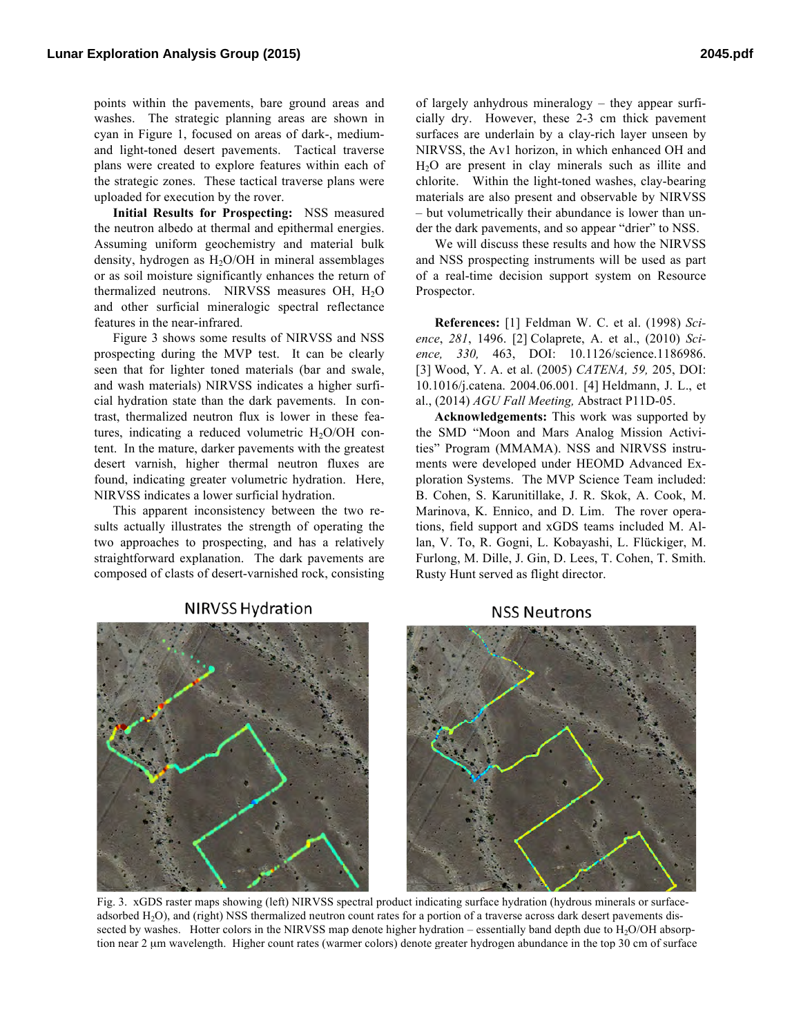points within the pavements, bare ground areas and washes. The strategic planning areas are shown in cyan in Figure 1, focused on areas of dark-, medium- and light-toned desert pavements. Tactical traverse plans were created to explore features within each of the strategic zones. These tactical traverse plans were uploaded for execution by the rover.

**Initial Results for Prospecting:** NSS measured the neutron albedo at thermal and epithermal energies. Assuming uniform geochemistry and material bulk density, hydrogen as $H_2O$/OH in mineral assemblages or as soil moisture significantly enhances the return of thermalized neutrons. NIRVSS measures OH, $H_2O$ and other surficial mineralogic spectral reflectance features in the near-infrared.

Figure 3 shows some results of NIRVSS and NSS prospecting during the MVP test. It can be clearly seen that for lighter toned materials (bar and swale, and wash materials) NIRVSS indicates a higher surficial hydration state than the dark pavements. In contrast, thermalized neutron flux is lower in these features, indicating a reduced volumetric $H_2O$/OH content. In the mature, darker pavements with the greatest desert varnish, higher thermal neutron fluxes are found, indicating greater volumetric hydration. Here, NIRVSS indicates a lower surficial hydration.

This apparent inconsistency between the two results actually illustrates the strength of operating the two approaches to prospecting, and has a relatively straightforward explanation. The dark pavements are composed of clasts of desert-varnished rock, consisting of largely anhydrous mineralogy – they appear surficially dry. However, these 2-3 cm thick pavement surfaces are underlain by a clay-rich layer unseen by NIRVSS, the Av1 horizon, in which enhanced OH and $H_2O$ are present in clay minerals such as illite and chlorite. Within the light-toned washes, clay-bearing materials are also present and observable by NIRVSS – but volumetrically their abundance is lower than under the dark pavements, and so appear "drier" to NSS.

We will discuss these results and how the NIRVSS and NSS prospecting instruments will be used as part of a real-time decision support system on Resource Prospector.

**References:** [1] Feldman W. C. et al. (1998) *Science*, *281*, 1496. [2] Colaprete, A. et al., (2010) *Science, 330,* 463, DOI: 10.1126/science.1186986. [3] Wood, Y. A. et al. (2005) *CATENA, 59,* 205, DOI: 10.1016/j.catena. 2004.06.001. [4] Heldmann, J. L., et al., (2014) *AGU Fall Meeting,* Abstract P11D-05.

**Acknowledgements:** This work was supported by the SMD "Moon and Mars Analog Mission Activities" Program (MMAMA). NSS and NIRVSS instruments were developed under HEOMD Advanced Exploration Systems. The MVP Science Team included: B. Cohen, S. Karunitillake, J. R. Skok, A. Cook, M. Marinova, K. Ennico, and D. Lim. The rover operations, field support and xGDS teams included M. Allan, V. To, R. Gogni, L. Kobayashi, L. Flückiger, M. Furlong, M. Dille, J. Gin, D. Lees, T. Cohen, T. Smith. Rusty Hunt served as flight director.

NIRVSS Hydration

NSS Neutrons

Fig. 3. xGDS raster maps showing (left) NIRVSS spectral product indicating surface hydration (hydrous minerals or surface-adsorbed $H_2O$), and (right) NSS thermalized neutron count rates for a portion of a traverse across dark desert pavements dissected by washes. Hotter colors in the NIRVSS map denote higher hydration – essentially band depth due to $H_2O$/OH absorption near 2 μm wavelength. Higher count rates (warmer colors) denote greater hydrogen abundance in the top 30 cm of surface